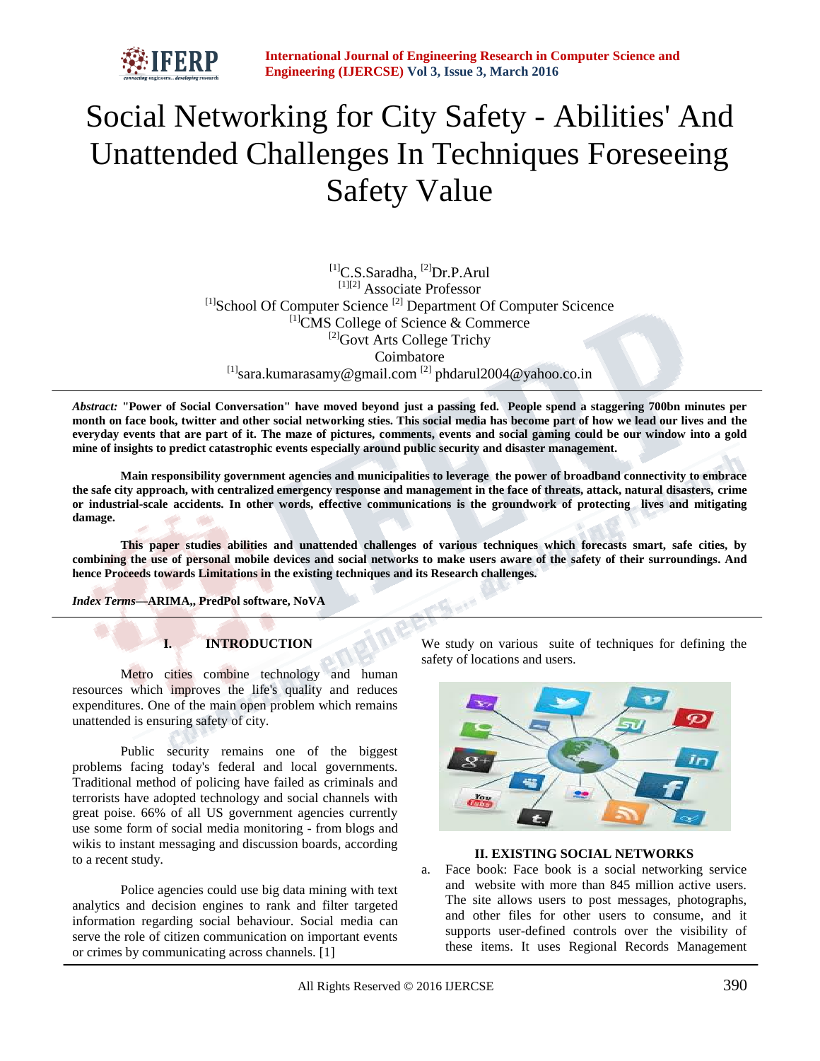# Social Networking for City Safety - Abilities' And Unattended Challenges In Techniques Foreseeing Safety Value

[1]C.S.Saradha, [2]Dr.P.Arul
[1][2] Associate Professor
[1]School Of Computer Science [2] Department Of Computer Scicence
[1]CMS College of Science & Commerce
[2]Govt Arts College Trichy
Coimbatore
[1]sara.kumarasamy@gmail.com [2] phdarul2004@yahoo.co.in

***Abstract:*** **"Power of Social Conversation" have moved beyond just a passing fed. People spend a staggering 700bn minutes per month on face book, twitter and other social networking sties. This social media has become part of how we lead our lives and the everyday events that are part of it. The maze of pictures, comments, events and social gaming could be our window into a gold mine of insights to predict catastrophic events especially around public security and disaster management.**

**Main responsibility government agencies and municipalities to leverage the power of broadband connectivity to embrace the safe city approach, with centralized emergency response and management in the face of threats, attack, natural disasters, crime or industrial-scale accidents. In other words, effective communications is the groundwork of protecting lives and mitigating damage.**

**This paper studies abilities and unattended challenges of various techniques which forecasts smart, safe cities, by combining the use of personal mobile devices and social networks to make users aware of the safety of their surroundings. And hence Proceeds towards Limitations in the existing techniques and its Research challenges.**

***Index Terms*—ARIMA,, PredPol software, NoVA**

## I. INTRODUCTION

Metro cities combine technology and human resources which improves the life's quality and reduces expenditures. One of the main open problem which remains unattended is ensuring safety of city.

Public security remains one of the biggest problems facing today's federal and local governments. Traditional method of policing have failed as criminals and terrorists have adopted technology and social channels with great poise. 66% of all US government agencies currently use some form of social media monitoring - from blogs and wikis to instant messaging and discussion boards, according to a recent study.

Police agencies could use big data mining with text analytics and decision engines to rank and filter targeted information regarding social behaviour. Social media can serve the role of citizen communication on important events or crimes by communicating across channels. [1]

We study on various suite of techniques for defining the safety of locations and users.

## II. EXISTING SOCIAL NETWORKS

a. Face book: Face book is a social networking service and website with more than 845 million active users. The site allows users to post messages, photographs, and other files for other users to consume, and it supports user-defined controls over the visibility of these items. It uses Regional Records Management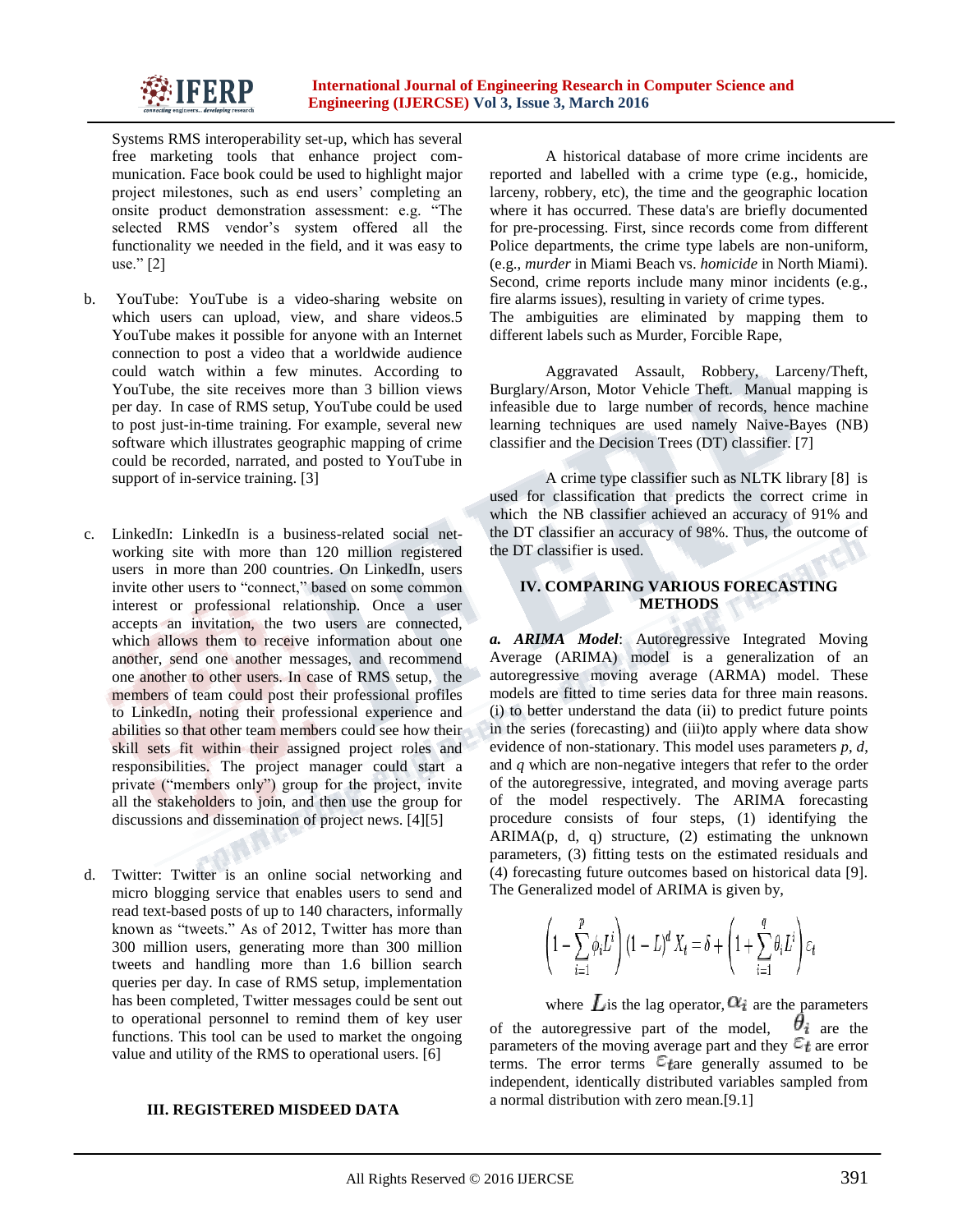Systems RMS interoperability set-up, which has several free marketing tools that enhance project communication. Face book could be used to highlight major project milestones, such as end users' completing an onsite product demonstration assessment: e.g. "The selected RMS vendor's system offered all the functionality we needed in the field, and it was easy to use." [2]

b. YouTube: YouTube is a video-sharing website on which users can upload, view, and share videos.5 YouTube makes it possible for anyone with an Internet connection to post a video that a worldwide audience could watch within a few minutes. According to YouTube, the site receives more than 3 billion views per day. In case of RMS setup, YouTube could be used to post just-in-time training. For example, several new software which illustrates geographic mapping of crime could be recorded, narrated, and posted to YouTube in support of in-service training. [3]

c. LinkedIn: LinkedIn is a business-related social networking site with more than 120 million registered users in more than 200 countries. On LinkedIn, users invite other users to "connect," based on some common interest or professional relationship. Once a user accepts an invitation, the two users are connected, which allows them to receive information about one another, send one another messages, and recommend one another to other users. In case of RMS setup, the members of team could post their professional profiles to LinkedIn, noting their professional experience and abilities so that other team members could see how their skill sets fit within their assigned project roles and responsibilities. The project manager could start a private ("members only") group for the project, invite all the stakeholders to join, and then use the group for discussions and dissemination of project news. [4][5]

d. Twitter: Twitter is an online social networking and micro blogging service that enables users to send and read text-based posts of up to 140 characters, informally known as "tweets." As of 2012, Twitter has more than 300 million users, generating more than 300 million tweets and handling more than 1.6 billion search queries per day. In case of RMS setup, implementation has been completed, Twitter messages could be sent out to operational personnel to remind them of key user functions. This tool can be used to market the ongoing value and utility of the RMS to operational users. [6]

## III. REGISTERED MISDEED DATA

A historical database of more crime incidents are reported and labelled with a crime type (e.g., homicide, larceny, robbery, etc), the time and the geographic location where it has occurred. These data's are briefly documented for pre-processing. First, since records come from different Police departments, the crime type labels are non-uniform, (e.g., *murder* in Miami Beach vs. *homicide* in North Miami). Second, crime reports include many minor incidents (e.g., fire alarms issues), resulting in variety of crime types.
The ambiguities are eliminated by mapping them to different labels such as Murder, Forcible Rape,

Aggravated Assault, Robbery, Larceny/Theft, Burglary/Arson, Motor Vehicle Theft. Manual mapping is infeasible due to large number of records, hence machine learning techniques are used namely Naive-Bayes (NB) classifier and the Decision Trees (DT) classifier. [7]

A crime type classifier such as NLTK library [8] is used for classification that predicts the correct crime in which the NB classifier achieved an accuracy of 91% and the DT classifier an accuracy of 98%. Thus, the outcome of the DT classifier is used.

## IV. COMPARING VARIOUS FORECASTING METHODS

***a. ARIMA Model***: Autoregressive Integrated Moving Average (ARIMA) model is a generalization of an autoregressive moving average (ARMA) model. These models are fitted to time series data for three main reasons. (i) to better understand the data (ii) to predict future points in the series (forecasting) and (iii)to apply where data show evidence of non-stationary. This model uses parameters *p*, *d*, and *q* which are non-negative integers that refer to the order of the autoregressive, integrated, and moving average parts of the model respectively. The ARIMA forecasting procedure consists of four steps, (1) identifying the ARIMA(p, d, q) structure, (2) estimating the unknown parameters, (3) fitting tests on the estimated residuals and (4) forecasting future outcomes based on historical data [9]. The Generalized model of ARIMA is given by,

$$\left(1-\sum_{i=1}^{p}\phi_i L^i\right)(1-L)^d X_t = \delta + \left(1+\sum_{i=1}^{q}\theta_i L^i\right)\varepsilon_t$$

where $L$ is the lag operator, $\alpha_i$ are the parameters of the autoregressive part of the model, $\theta_i$ are the parameters of the moving average part and they $\varepsilon_t$ are error terms. The error terms $\varepsilon_t$ are generally assumed to be independent, identically distributed variables sampled from a normal distribution with zero mean.[9.1]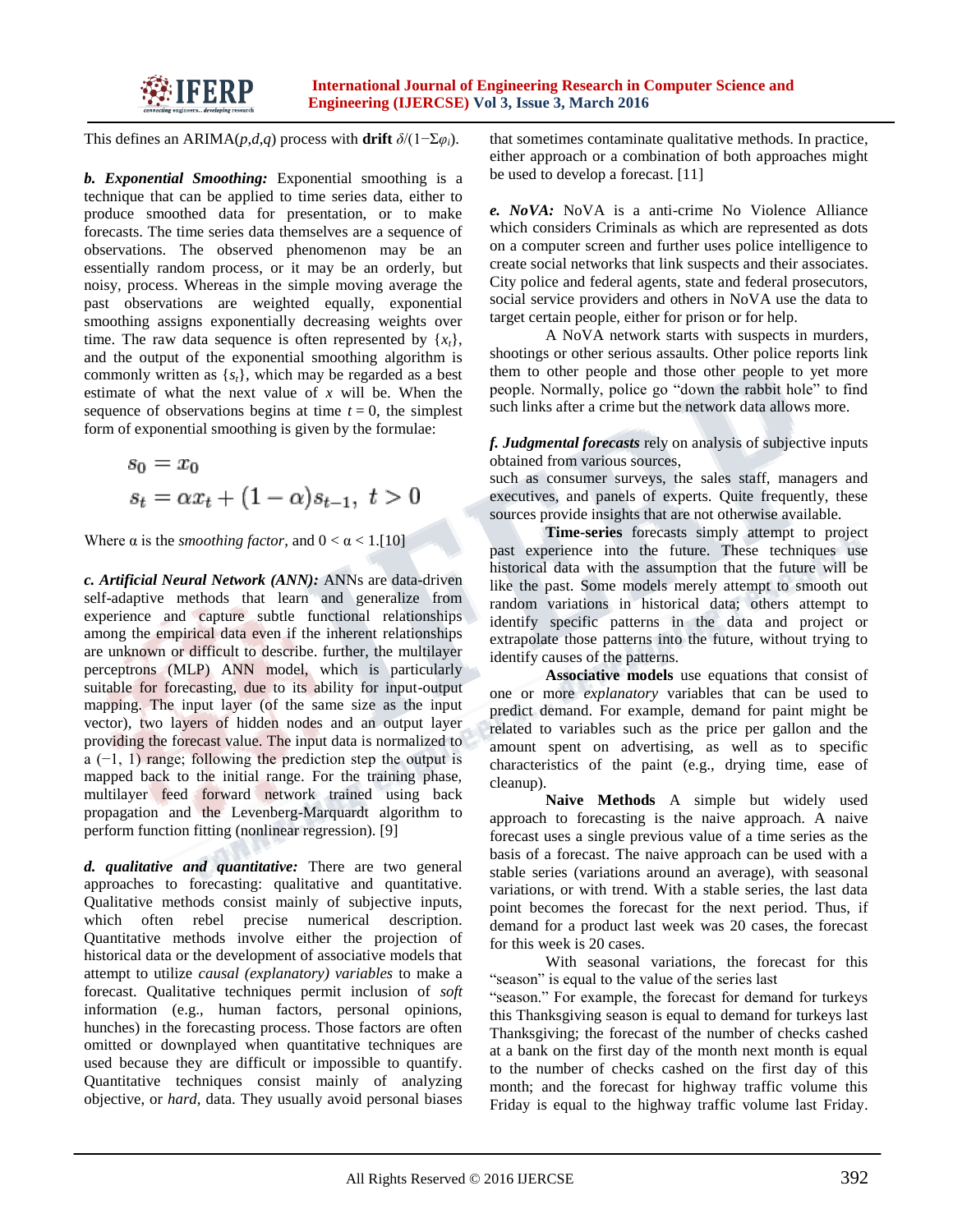This defines an ARIMA($p$,$d$,$q$) process with **drift** $\delta/(1-\Sigma\varphi_i)$.

***b. Exponential Smoothing:*** Exponential smoothing is a technique that can be applied to time series data, either to produce smoothed data for presentation, or to make forecasts. The time series data themselves are a sequence of observations. The observed phenomenon may be an essentially random process, or it may be an orderly, but noisy, process. Whereas in the simple moving average the past observations are weighted equally, exponential smoothing assigns exponentially decreasing weights over time. The raw data sequence is often represented by $\{x_t\}$, and the output of the exponential smoothing algorithm is commonly written as $\{s_t\}$, which may be regarded as a best estimate of what the next value of $x$ will be. When the sequence of observations begins at time $t = 0$, the simplest form of exponential smoothing is given by the formulae:

$$s_0 = x_0$$

$$s_t = \alpha x_t + (1 - \alpha)s_{t-1},\ t > 0$$

Where α is the *smoothing factor*, and $0 < \alpha < 1$.[10]

***c. Artificial Neural Network (ANN):*** ANNs are data-driven self-adaptive methods that learn and generalize from experience and capture subtle functional relationships among the empirical data even if the inherent relationships are unknown or difficult to describe. further, the multilayer perceptrons (MLP) ANN model, which is particularly suitable for forecasting, due to its ability for input-output mapping. The input layer (of the same size as the input vector), two layers of hidden nodes and an output layer providing the forecast value. The input data is normalized to a (−1, 1) range; following the prediction step the output is mapped back to the initial range. For the training phase, multilayer feed forward network trained using back propagation and the Levenberg-Marquardt algorithm to perform function fitting (nonlinear regression). [9]

***d. qualitative and quantitative:*** There are two general approaches to forecasting: qualitative and quantitative. Qualitative methods consist mainly of subjective inputs, which often rebel precise numerical description. Quantitative methods involve either the projection of historical data or the development of associative models that attempt to utilize *causal (explanatory) variables* to make a forecast. Qualitative techniques permit inclusion of *soft* information (e.g., human factors, personal opinions, hunches) in the forecasting process. Those factors are often omitted or downplayed when quantitative techniques are used because they are difficult or impossible to quantify. Quantitative techniques consist mainly of analyzing objective, or *hard*, data. They usually avoid personal biases that sometimes contaminate qualitative methods. In practice, either approach or a combination of both approaches might be used to develop a forecast. [11]

***e. NoVA:*** NoVA is a anti-crime No Violence Alliance which considers Criminals as which are represented as dots on a computer screen and further uses police intelligence to create social networks that link suspects and their associates. City police and federal agents, state and federal prosecutors, social service providers and others in NoVA use the data to target certain people, either for prison or for help.

A NoVA network starts with suspects in murders, shootings or other serious assaults. Other police reports link them to other people and those other people to yet more people. Normally, police go "down the rabbit hole" to find such links after a crime but the network data allows more.

***f. Judgmental forecasts*** rely on analysis of subjective inputs obtained from various sources,
such as consumer surveys, the sales staff, managers and executives, and panels of experts. Quite frequently, these sources provide insights that are not otherwise available.

**Time-series** forecasts simply attempt to project past experience into the future. These techniques use historical data with the assumption that the future will be like the past. Some models merely attempt to smooth out random variations in historical data; others attempt to identify specific patterns in the data and project or extrapolate those patterns into the future, without trying to identify causes of the patterns.

**Associative models** use equations that consist of one or more *explanatory* variables that can be used to predict demand. For example, demand for paint might be related to variables such as the price per gallon and the amount spent on advertising, as well as to specific characteristics of the paint (e.g., drying time, ease of cleanup).

**Naive Methods** A simple but widely used approach to forecasting is the naive approach. A naive forecast uses a single previous value of a time series as the basis of a forecast. The naive approach can be used with a stable series (variations around an average), with seasonal variations, or with trend. With a stable series, the last data point becomes the forecast for the next period. Thus, if demand for a product last week was 20 cases, the forecast for this week is 20 cases.

With seasonal variations, the forecast for this "season" is equal to the value of the series last
"season." For example, the forecast for demand for turkeys this Thanksgiving season is equal to demand for turkeys last Thanksgiving; the forecast of the number of checks cashed at a bank on the first day of the month next month is equal to the number of checks cashed on the first day of this month; and the forecast for highway traffic volume this Friday is equal to the highway traffic volume last Friday.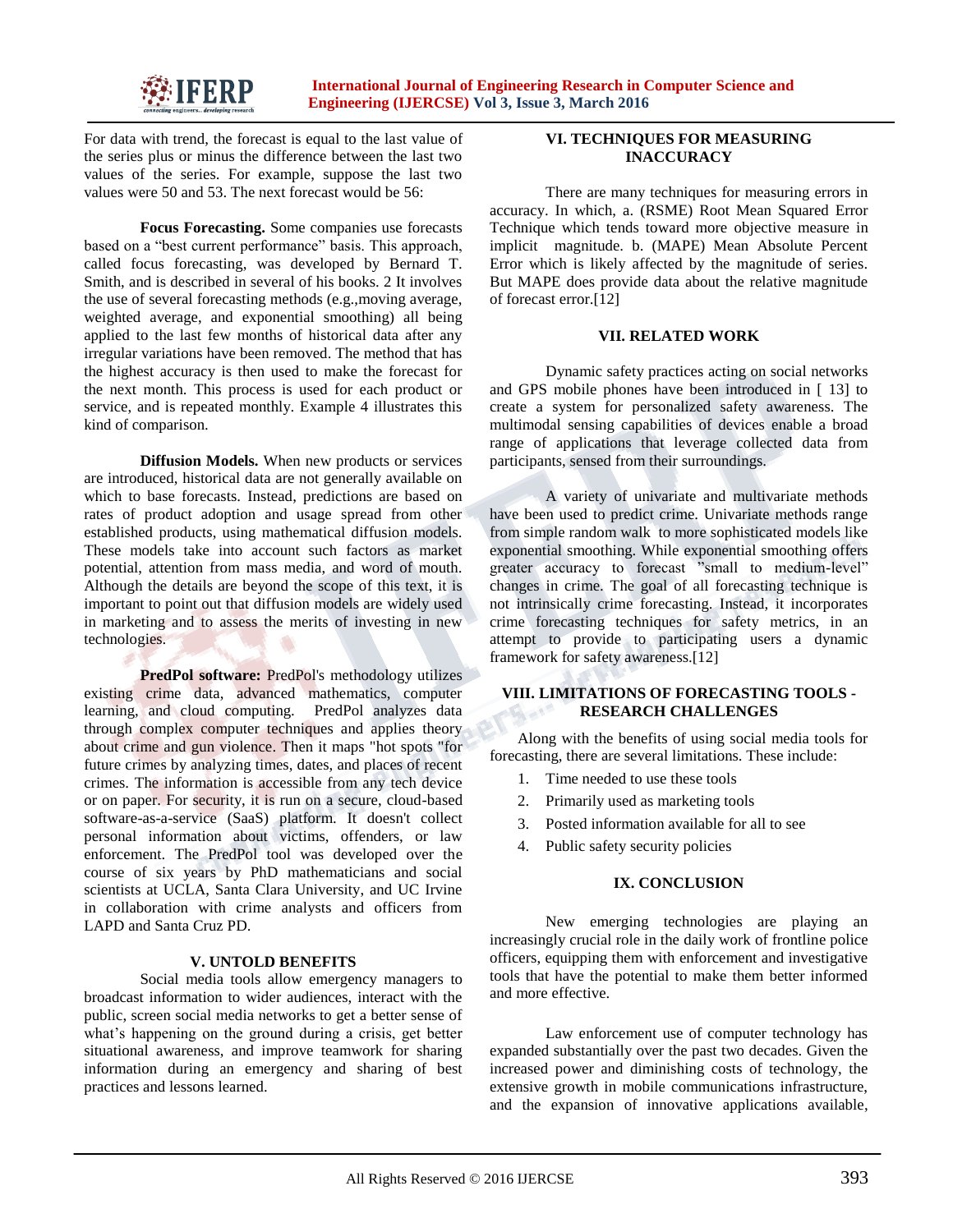For data with trend, the forecast is equal to the last value of the series plus or minus the difference between the last two values of the series. For example, suppose the last two values were 50 and 53. The next forecast would be 56:

**Focus Forecasting.** Some companies use forecasts based on a "best current performance" basis. This approach, called focus forecasting, was developed by Bernard T. Smith, and is described in several of his books. 2 It involves the use of several forecasting methods (e.g.,moving average, weighted average, and exponential smoothing) all being applied to the last few months of historical data after any irregular variations have been removed. The method that has the highest accuracy is then used to make the forecast for the next month. This process is used for each product or service, and is repeated monthly. Example 4 illustrates this kind of comparison.

**Diffusion Models.** When new products or services are introduced, historical data are not generally available on which to base forecasts. Instead, predictions are based on rates of product adoption and usage spread from other established products, using mathematical diffusion models. These models take into account such factors as market potential, attention from mass media, and word of mouth. Although the details are beyond the scope of this text, it is important to point out that diffusion models are widely used in marketing and to assess the merits of investing in new technologies.

**PredPol software:** PredPol's methodology utilizes existing crime data, advanced mathematics, computer learning, and cloud computing. PredPol analyzes data through complex computer techniques and applies theory about crime and gun violence. Then it maps "hot spots "for future crimes by analyzing times, dates, and places of recent crimes. The information is accessible from any tech device or on paper. For security, it is run on a secure, cloud-based software-as-a-service (SaaS) platform. It doesn't collect personal information about victims, offenders, or law enforcement. The PredPol tool was developed over the course of six years by PhD mathematicians and social scientists at UCLA, Santa Clara University, and UC Irvine in collaboration with crime analysts and officers from LAPD and Santa Cruz PD.

## V. UNTOLD BENEFITS

Social media tools allow emergency managers to broadcast information to wider audiences, interact with the public, screen social media networks to get a better sense of what's happening on the ground during a crisis, get better situational awareness, and improve teamwork for sharing information during an emergency and sharing of best practices and lessons learned.

## VI. TECHNIQUES FOR MEASURING INACCURACY

There are many techniques for measuring errors in accuracy. In which, a. (RSME) Root Mean Squared Error Technique which tends toward more objective measure in implicit magnitude. b. (MAPE) Mean Absolute Percent Error which is likely affected by the magnitude of series. But MAPE does provide data about the relative magnitude of forecast error.[12]

## VII. RELATED WORK

Dynamic safety practices acting on social networks and GPS mobile phones have been introduced in [ 13] to create a system for personalized safety awareness. The multimodal sensing capabilities of devices enable a broad range of applications that leverage collected data from participants, sensed from their surroundings.

A variety of univariate and multivariate methods have been used to predict crime. Univariate methods range from simple random walk to more sophisticated models like exponential smoothing. While exponential smoothing offers greater accuracy to forecast "small to medium-level" changes in crime. The goal of all forecasting technique is not intrinsically crime forecasting. Instead, it incorporates crime forecasting techniques for safety metrics, in an attempt to provide to participating users a dynamic framework for safety awareness.[12]

## VIII. LIMITATIONS OF FORECASTING TOOLS - RESEARCH CHALLENGES

Along with the benefits of using social media tools for forecasting, there are several limitations. These include:

1. Time needed to use these tools
2. Primarily used as marketing tools
3. Posted information available for all to see
4. Public safety security policies

## IX. CONCLUSION

New emerging technologies are playing an increasingly crucial role in the daily work of frontline police officers, equipping them with enforcement and investigative tools that have the potential to make them better informed and more effective.

Law enforcement use of computer technology has expanded substantially over the past two decades. Given the increased power and diminishing costs of technology, the extensive growth in mobile communications infrastructure, and the expansion of innovative applications available,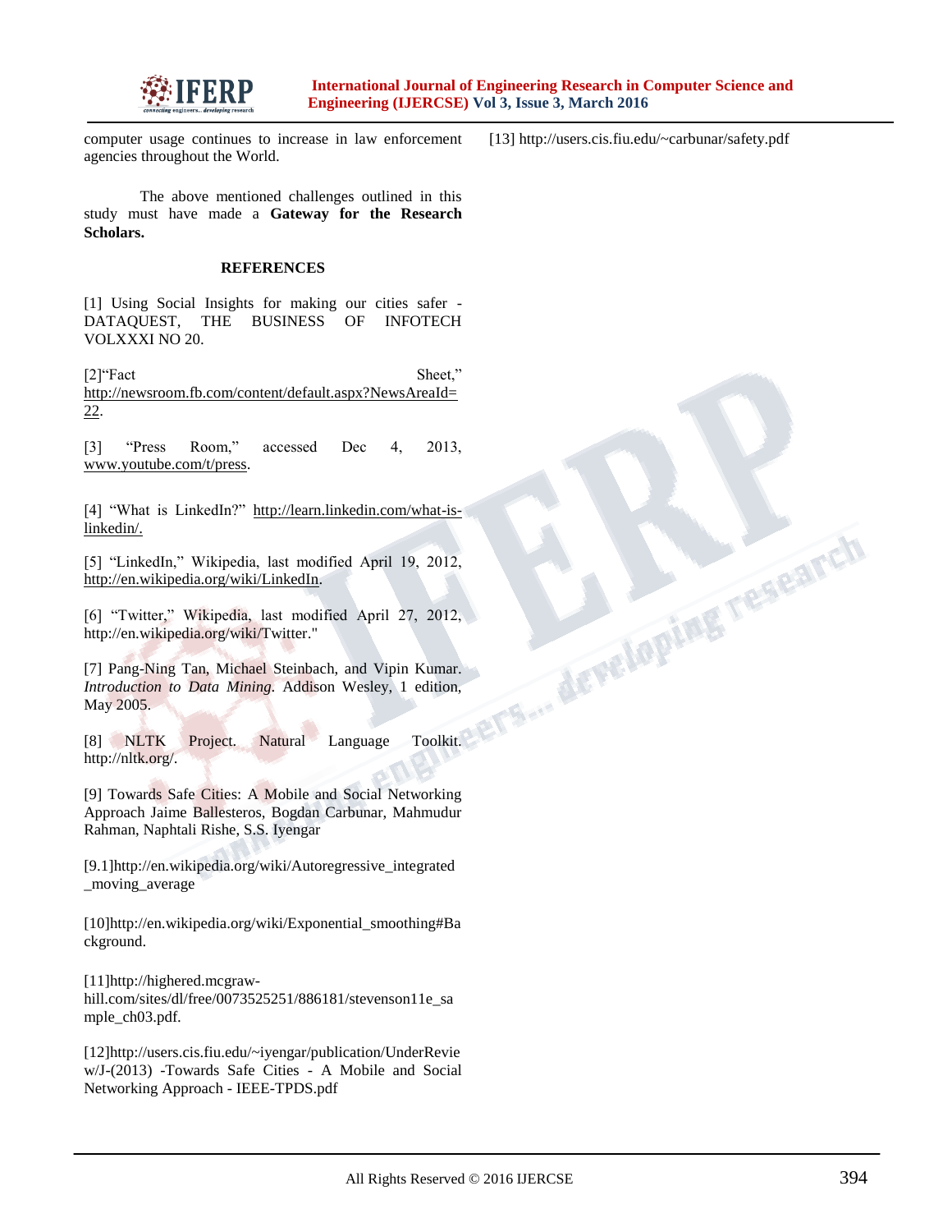computer usage continues to increase in law enforcement agencies throughout the World.

The above mentioned challenges outlined in this study must have made a **Gateway for the Research Scholars.**

## REFERENCES

[1] Using Social Insights for making our cities safer - DATAQUEST, THE BUSINESS OF INFOTECH VOLXXXI NO 20.

[2]"Fact Sheet," http://newsroom.fb.com/content/default.aspx?NewsAreaId=22.

[3] "Press Room," accessed Dec 4, 2013, www.youtube.com/t/press.

[4] "What is LinkedIn?" http://learn.linkedin.com/what-is-linkedin/.

[5] "LinkedIn," Wikipedia, last modified April 19, 2012, http://en.wikipedia.org/wiki/LinkedIn.

[6] "Twitter," Wikipedia, last modified April 27, 2012, http://en.wikipedia.org/wiki/Twitter."

[7] Pang-Ning Tan, Michael Steinbach, and Vipin Kumar. *Introduction to Data Mining*. Addison Wesley, 1 edition, May 2005.

[8] NLTK Project. Natural Language Toolkit. http://nltk.org/.

[9] Towards Safe Cities: A Mobile and Social Networking Approach Jaime Ballesteros, Bogdan Carbunar, Mahmudur Rahman, Naphtali Rishe, S.S. Iyengar

[9.1]http://en.wikipedia.org/wiki/Autoregressive_integrated_moving_average

[10]http://en.wikipedia.org/wiki/Exponential_smoothing#Background.

[11]http://highered.mcgraw-hill.com/sites/dl/free/0073525251/886181/stevenson11e_sample_ch03.pdf.

[12]http://users.cis.fiu.edu/~iyengar/publication/UnderReview/J-(2013) -Towards Safe Cities - A Mobile and Social Networking Approach - IEEE-TPDS.pdf

[13] http://users.cis.fiu.edu/~carbunar/safety.pdf